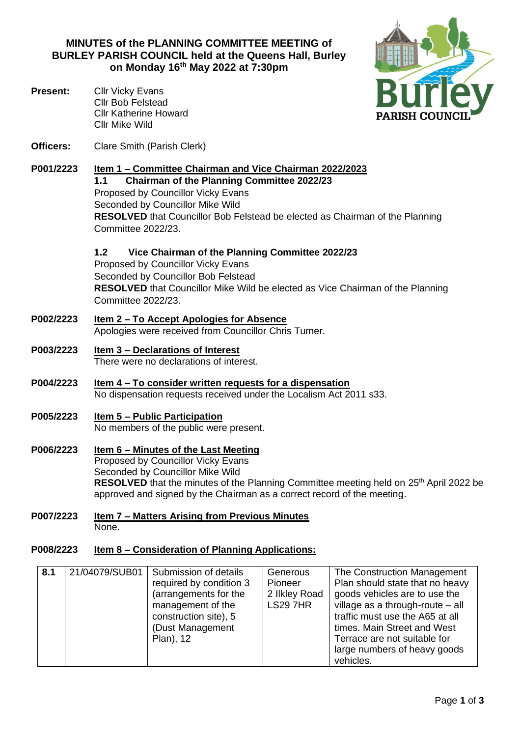# MINUTES of the PLANNING COMMITTEE MEETING of BURLEY PARISH COUNCIL held at the Queens Hall, Burley on Monday 16th May 2022 at 7:30pm

**Present:** Cllr Vicky Evans
Cllr Bob Felstead
Cllr Katherine Howard
Cllr Mike Wild

**Officers:** Clare Smith (Parish Clerk)

**P001/2223** **Item 1 – Committee Chairman and Vice Chairman 2022/2023**

**1.1 Chairman of the Planning Committee 2022/23**
Proposed by Councillor Vicky Evans
Seconded by Councillor Mike Wild
**RESOLVED** that Councillor Bob Felstead be elected as Chairman of the Planning Committee 2022/23.

**1.2 Vice Chairman of the Planning Committee 2022/23**
Proposed by Councillor Vicky Evans
Seconded by Councillor Bob Felstead
**RESOLVED** that Councillor Mike Wild be elected as Vice Chairman of the Planning Committee 2022/23.

**P002/2223** **Item 2 – To Accept Apologies for Absence**
Apologies were received from Councillor Chris Turner.

**P003/2223** **Item 3 – Declarations of Interest**
There were no declarations of interest.

**P004/2223** **Item 4 – To consider written requests for a dispensation**
No dispensation requests received under the Localism Act 2011 s33.

**P005/2223** **Item 5 – Public Participation**
No members of the public were present.

**P006/2223** **Item 6 – Minutes of the Last Meeting**
Proposed by Councillor Vicky Evans
Seconded by Councillor Mike Wild
**RESOLVED** that the minutes of the Planning Committee meeting held on 25th April 2022 be approved and signed by the Chairman as a correct record of the meeting.

**P007/2223** **Item 7 – Matters Arising from Previous Minutes**
None.

**P008/2223** **Item 8 – Consideration of Planning Applications:**

| | | | | |
|---|---|---|---|---|
| 8.1 | 21/04079/SUB01 | Submission of details required by condition 3 (arrangements for the management of the construction site), 5 (Dust Management Plan), 12 | Generous Pioneer 2 Ilkley Road LS29 7HR | The Construction Management Plan should state that no heavy goods vehicles are to use the village as a through-route – all traffic must use the A65 at all times. Main Street and West Terrace are not suitable for large numbers of heavy goods vehicles. |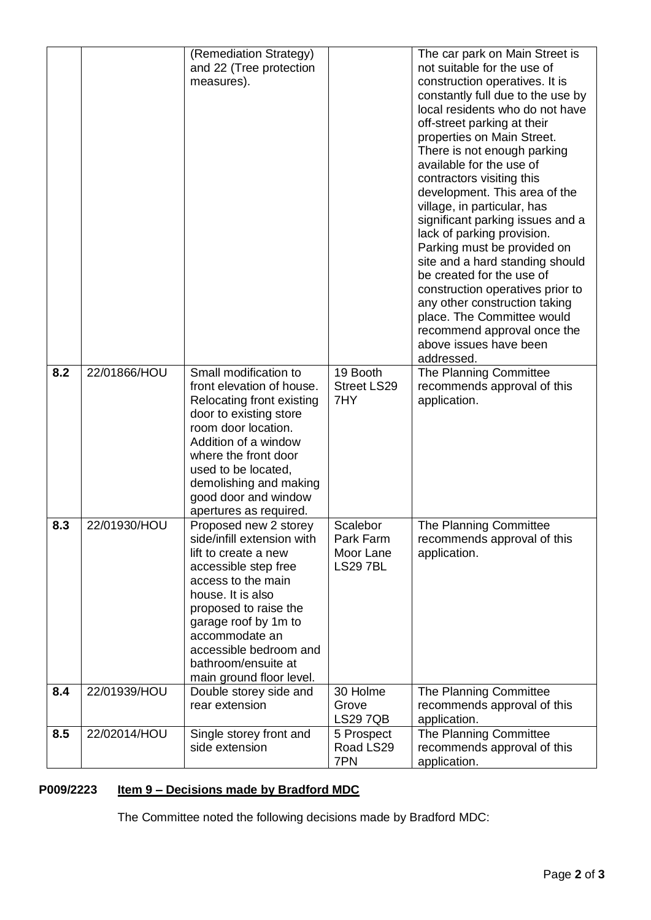|  |  | (Remediation Strategy) and 22 (Tree protection measures). |  | The car park on Main Street is not suitable for the use of construction operatives. It is constantly full due to the use by local residents who do not have off-street parking at their properties on Main Street. There is not enough parking available for the use of contractors visiting this development. This area of the village, in particular, has significant parking issues and a lack of parking provision. Parking must be provided on site and a hard standing should be created for the use of construction operatives prior to any other construction taking place. The Committee would recommend approval once the above issues have been addressed. |
|---|---|---|---|---|
| **8.2** | 22/01866/HOU | Small modification to front elevation of house. Relocating front existing door to existing store room door location. Addition of a window where the front door used to be located, demolishing and making good door and window apertures as required. | 19 Booth Street LS29 7HY | The Planning Committee recommends approval of this application. |
| **8.3** | 22/01930/HOU | Proposed new 2 storey side/infill extension with lift to create a new accessible step free access to the main house. It is also proposed to raise the garage roof by 1m to accommodate an accessible bedroom and bathroom/ensuite at main ground floor level. | Scalebor Park Farm Moor Lane LS29 7BL | The Planning Committee recommends approval of this application. |
| **8.4** | 22/01939/HOU | Double storey side and rear extension | 30 Holme Grove LS29 7QB | The Planning Committee recommends approval of this application. |
| **8.5** | 22/02014/HOU | Single storey front and side extension | 5 Prospect Road LS29 7PN | The Planning Committee recommends approval of this application. |

**P009/2223** **Item 9 – Decisions made by Bradford MDC**

The Committee noted the following decisions made by Bradford MDC: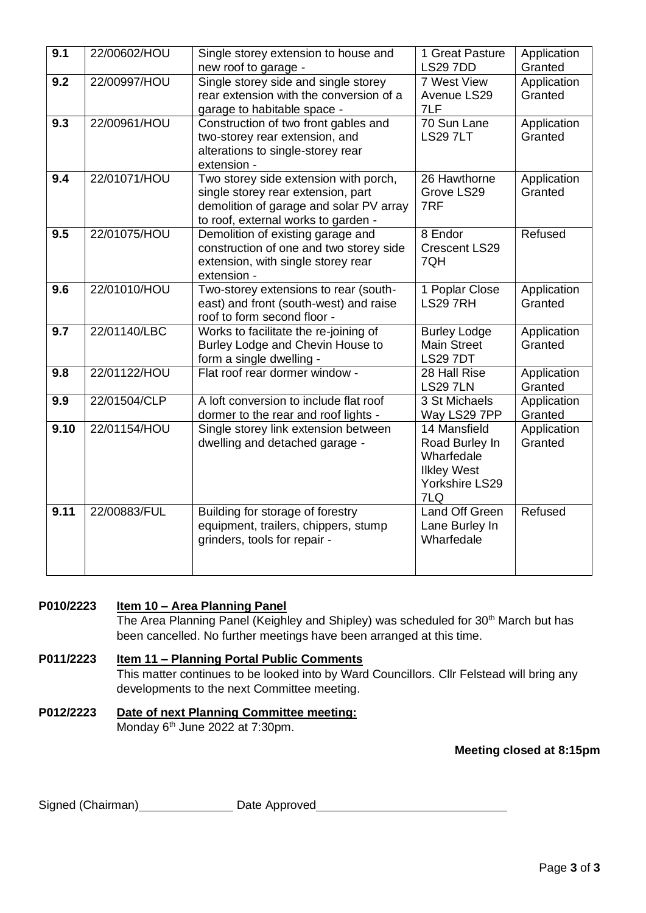| | | | | |
|---|---|---|---|---|
| **9.1** | 22/00602/HOU | Single storey extension to house and new roof to garage - | 1 Great Pasture LS29 7DD | Application Granted |
| **9.2** | 22/00997/HOU | Single storey side and single storey rear extension with the conversion of a garage to habitable space - | 7 West View Avenue LS29 7LF | Application Granted |
| **9.3** | 22/00961/HOU | Construction of two front gables and two-storey rear extension, and alterations to single-storey rear extension - | 70 Sun Lane LS29 7LT | Application Granted |
| **9.4** | 22/01071/HOU | Two storey side extension with porch, single storey rear extension, part demolition of garage and solar PV array to roof, external works to garden - | 26 Hawthorne Grove LS29 7RF | Application Granted |
| **9.5** | 22/01075/HOU | Demolition of existing garage and construction of one and two storey side extension, with single storey rear extension - | 8 Endor Crescent LS29 7QH | Refused |
| **9.6** | 22/01010/HOU | Two-storey extensions to rear (south-east) and front (south-west) and raise roof to form second floor - | 1 Poplar Close LS29 7RH | Application Granted |
| **9.7** | 22/01140/LBC | Works to facilitate the re-joining of Burley Lodge and Chevin House to form a single dwelling - | Burley Lodge Main Street LS29 7DT | Application Granted |
| **9.8** | 22/01122/HOU | Flat roof rear dormer window - | 28 Hall Rise LS29 7LN | Application Granted |
| **9.9** | 22/01504/CLP | A loft conversion to include flat roof dormer to the rear and roof lights - | 3 St Michaels Way LS29 7PP | Application Granted |
| **9.10** | 22/01154/HOU | Single storey link extension between dwelling and detached garage - | 14 Mansfield Road Burley In Wharfedale Ilkley West Yorkshire LS29 7LQ | Application Granted |
| **9.11** | 22/00883/FUL | Building for storage of forestry equipment, trailers, chippers, stump grinders, tools for repair - | Land Off Green Lane Burley In Wharfedale | Refused |

**P010/2223** **Item 10 – Area Planning Panel**

The Area Planning Panel (Keighley and Shipley) was scheduled for 30th March but has been cancelled. No further meetings have been arranged at this time.

**P011/2223** **Item 11 – Planning Portal Public Comments**

This matter continues to be looked into by Ward Councillors. Cllr Felstead will bring any developments to the next Committee meeting.

**P012/2223** **Date of next Planning Committee meeting:**

Monday 6th June 2022 at 7:30pm.

**Meeting closed at 8:15pm**

Signed (Chairman)\_\_\_\_\_\_\_\_\_\_\_\_\_\_ Date Approved\_\_\_\_\_\_\_\_\_\_\_\_\_\_\_\_\_\_\_\_\_\_\_\_\_\_\_\_\_\_